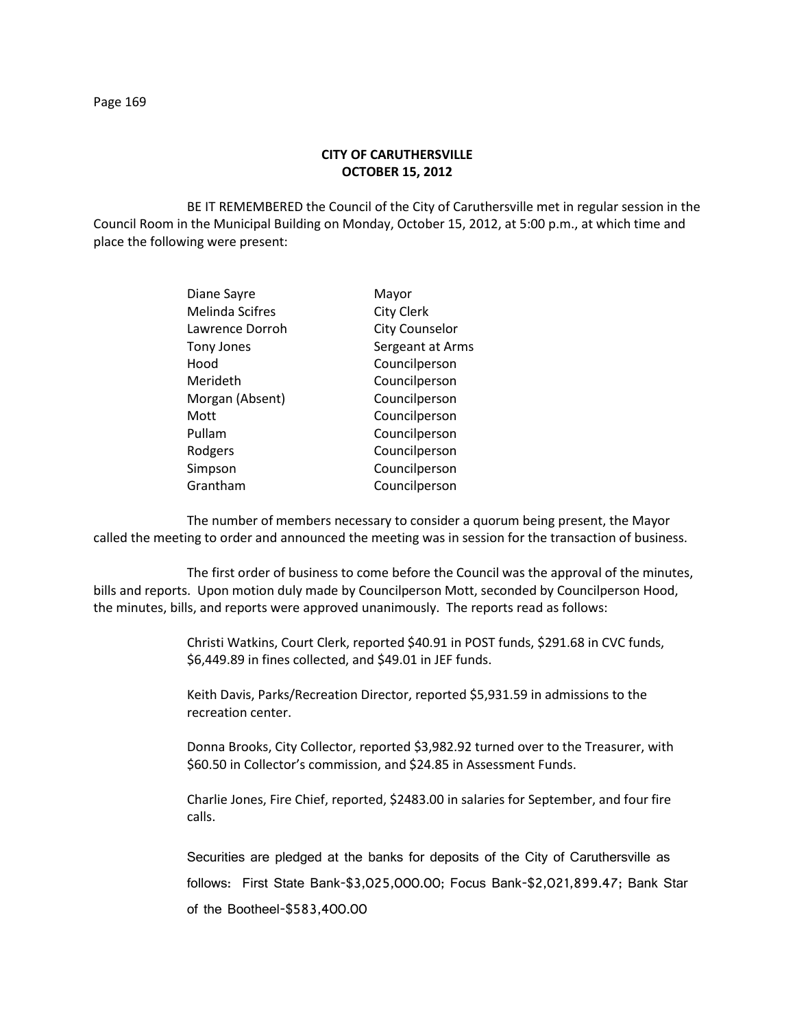## CITY OF CARUTHERSVILLE
## OCTOBER 15, 2012

BE IT REMEMBERED the Council of the City of Caruthersville met in regular session in the Council Room in the Municipal Building on Monday, October 15, 2012, at 5:00 p.m., at which time and place the following were present:

| | |
|---|---|
| Diane Sayre | Mayor |
| Melinda Scifres | City Clerk |
| Lawrence Dorroh | City Counselor |
| Tony Jones | Sergeant at Arms |
| Hood | Councilperson |
| Merideth | Councilperson |
| Morgan (Absent) | Councilperson |
| Mott | Councilperson |
| Pullam | Councilperson |
| Rodgers | Councilperson |
| Simpson | Councilperson |
| Grantham | Councilperson |

The number of members necessary to consider a quorum being present, the Mayor called the meeting to order and announced the meeting was in session for the transaction of business.

The first order of business to come before the Council was the approval of the minutes, bills and reports. Upon motion duly made by Councilperson Mott, seconded by Councilperson Hood, the minutes, bills, and reports were approved unanimously. The reports read as follows:

Christi Watkins, Court Clerk, reported $40.91 in POST funds, $291.68 in CVC funds, $6,449.89 in fines collected, and $49.01 in JEF funds.

Keith Davis, Parks/Recreation Director, reported $5,931.59 in admissions to the recreation center.

Donna Brooks, City Collector, reported $3,982.92 turned over to the Treasurer, with $60.50 in Collector's commission, and $24.85 in Assessment Funds.

Charlie Jones, Fire Chief, reported, $2483.00 in salaries for September, and four fire calls.

Securities are pledged at the banks for deposits of the City of Caruthersville as follows: First State Bank-$3,025,000.00; Focus Bank-$2,021,899.47; Bank Star of the Bootheel-$583,400.00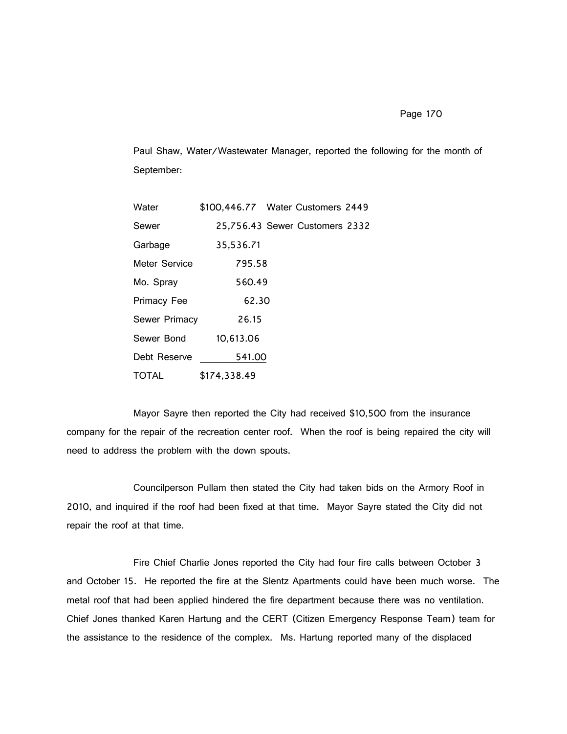Paul Shaw, Water/Wastewater Manager, reported the following for the month of September:

| | | |
|---|---|---|
| Water | $100,446.77 | Water Customers 2449 |
| Sewer | 25,756.43 | Sewer Customers 2332 |
| Garbage | 35,536.71 | |
| Meter Service | 795.58 | |
| Mo. Spray | 560.49 | |
| Primacy Fee | 62.30 | |
| Sewer Primacy | 26.15 | |
| Sewer Bond | 10,613.06 | |
| Debt Reserve | 541.00 | |
| TOTAL | $174,338.49 | |

Mayor Sayre then reported the City had received $10,500 from the insurance company for the repair of the recreation center roof. When the roof is being repaired the city will need to address the problem with the down spouts.

Councilperson Pullam then stated the City had taken bids on the Armory Roof in 2010, and inquired if the roof had been fixed at that time. Mayor Sayre stated the City did not repair the roof at that time.

Fire Chief Charlie Jones reported the City had four fire calls between October 3 and October 15. He reported the fire at the Slentz Apartments could have been much worse. The metal roof that had been applied hindered the fire department because there was no ventilation. Chief Jones thanked Karen Hartung and the CERT (Citizen Emergency Response Team) team for the assistance to the residence of the complex. Ms. Hartung reported many of the displaced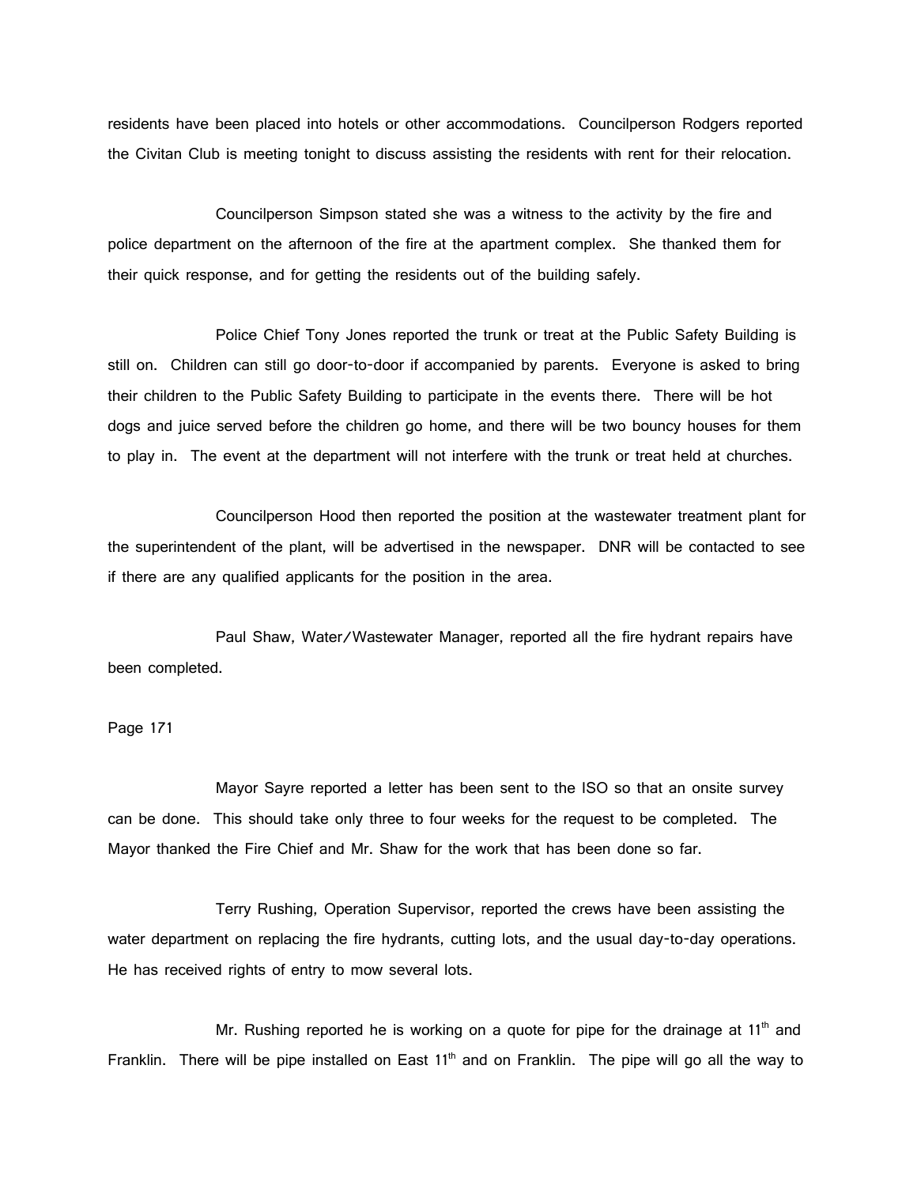residents have been placed into hotels or other accommodations. Councilperson Rodgers reported the Civitan Club is meeting tonight to discuss assisting the residents with rent for their relocation.

Councilperson Simpson stated she was a witness to the activity by the fire and police department on the afternoon of the fire at the apartment complex. She thanked them for their quick response, and for getting the residents out of the building safely.

Police Chief Tony Jones reported the trunk or treat at the Public Safety Building is still on. Children can still go door-to-door if accompanied by parents. Everyone is asked to bring their children to the Public Safety Building to participate in the events there. There will be hot dogs and juice served before the children go home, and there will be two bouncy houses for them to play in. The event at the department will not interfere with the trunk or treat held at churches.

Councilperson Hood then reported the position at the wastewater treatment plant for the superintendent of the plant, will be advertised in the newspaper. DNR will be contacted to see if there are any qualified applicants for the position in the area.

Paul Shaw, Water/Wastewater Manager, reported all the fire hydrant repairs have been completed.

Page 171

Mayor Sayre reported a letter has been sent to the ISO so that an onsite survey can be done. This should take only three to four weeks for the request to be completed. The Mayor thanked the Fire Chief and Mr. Shaw for the work that has been done so far.

Terry Rushing, Operation Supervisor, reported the crews have been assisting the water department on replacing the fire hydrants, cutting lots, and the usual day-to-day operations. He has received rights of entry to mow several lots.

Mr. Rushing reported he is working on a quote for pipe for the drainage at 11th and Franklin. There will be pipe installed on East 11th and on Franklin. The pipe will go all the way to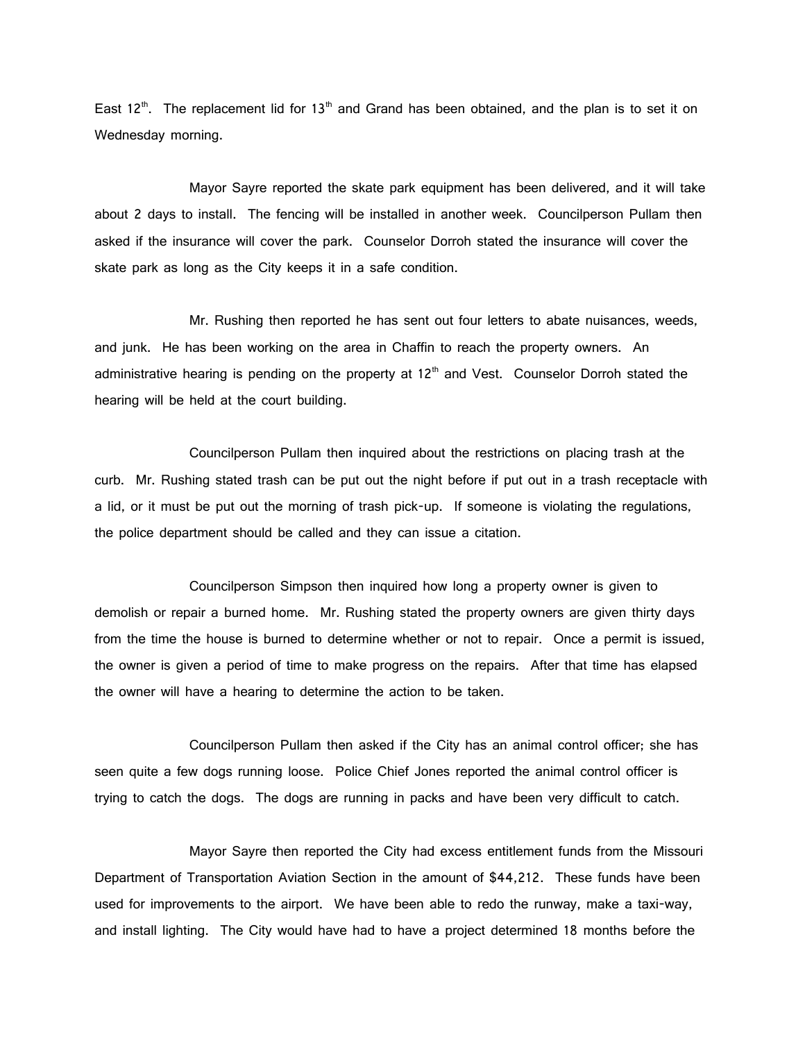East 12th. The replacement lid for 13th and Grand has been obtained, and the plan is to set it on Wednesday morning.

Mayor Sayre reported the skate park equipment has been delivered, and it will take about 2 days to install. The fencing will be installed in another week. Councilperson Pullam then asked if the insurance will cover the park. Counselor Dorroh stated the insurance will cover the skate park as long as the City keeps it in a safe condition.

Mr. Rushing then reported he has sent out four letters to abate nuisances, weeds, and junk. He has been working on the area in Chaffin to reach the property owners. An administrative hearing is pending on the property at 12th and Vest. Counselor Dorroh stated the hearing will be held at the court building.

Councilperson Pullam then inquired about the restrictions on placing trash at the curb. Mr. Rushing stated trash can be put out the night before if put out in a trash receptacle with a lid, or it must be put out the morning of trash pick-up. If someone is violating the regulations, the police department should be called and they can issue a citation.

Councilperson Simpson then inquired how long a property owner is given to demolish or repair a burned home. Mr. Rushing stated the property owners are given thirty days from the time the house is burned to determine whether or not to repair. Once a permit is issued, the owner is given a period of time to make progress on the repairs. After that time has elapsed the owner will have a hearing to determine the action to be taken.

Councilperson Pullam then asked if the City has an animal control officer; she has seen quite a few dogs running loose. Police Chief Jones reported the animal control officer is trying to catch the dogs. The dogs are running in packs and have been very difficult to catch.

Mayor Sayre then reported the City had excess entitlement funds from the Missouri Department of Transportation Aviation Section in the amount of $44,212. These funds have been used for improvements to the airport. We have been able to redo the runway, make a taxi-way, and install lighting. The City would have had to have a project determined 18 months before the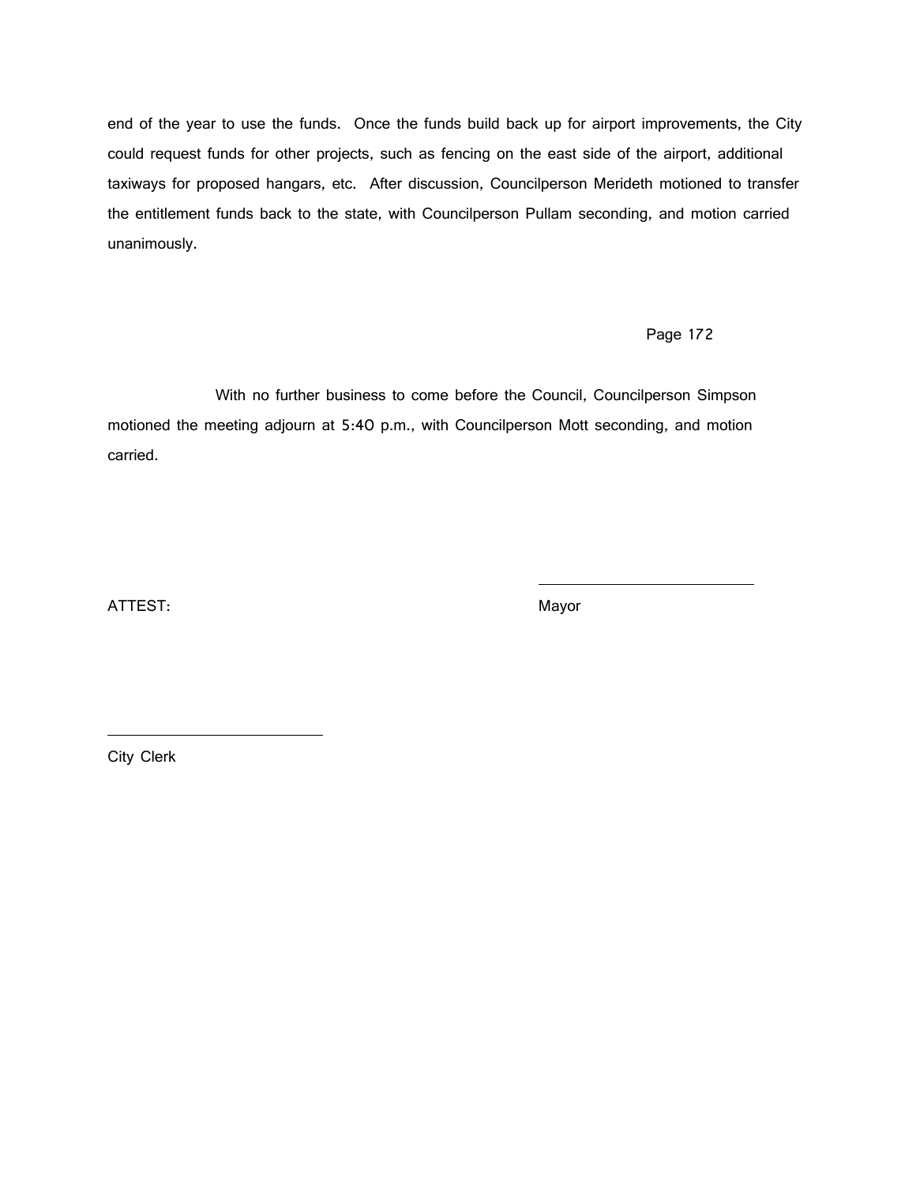end of the year to use the funds. Once the funds build back up for airport improvements, the City could request funds for other projects, such as fencing on the east side of the airport, additional taxiways for proposed hangars, etc. After discussion, Councilperson Merideth motioned to transfer the entitlement funds back to the state, with Councilperson Pullam seconding, and motion carried unanimously.

With no further business to come before the Council, Councilperson Simpson motioned the meeting adjourn at 5:40 p.m., with Councilperson Mott seconding, and motion carried.

ATTEST:

\_\_\_\_\_\_\_\_\_\_\_\_\_\_\_\_\_\_\_\_\_\_\_\_\_\_
Mayor

\_\_\_\_\_\_\_\_\_\_\_\_\_\_\_\_\_\_\_\_\_\_\_\_\_\_
City Clerk